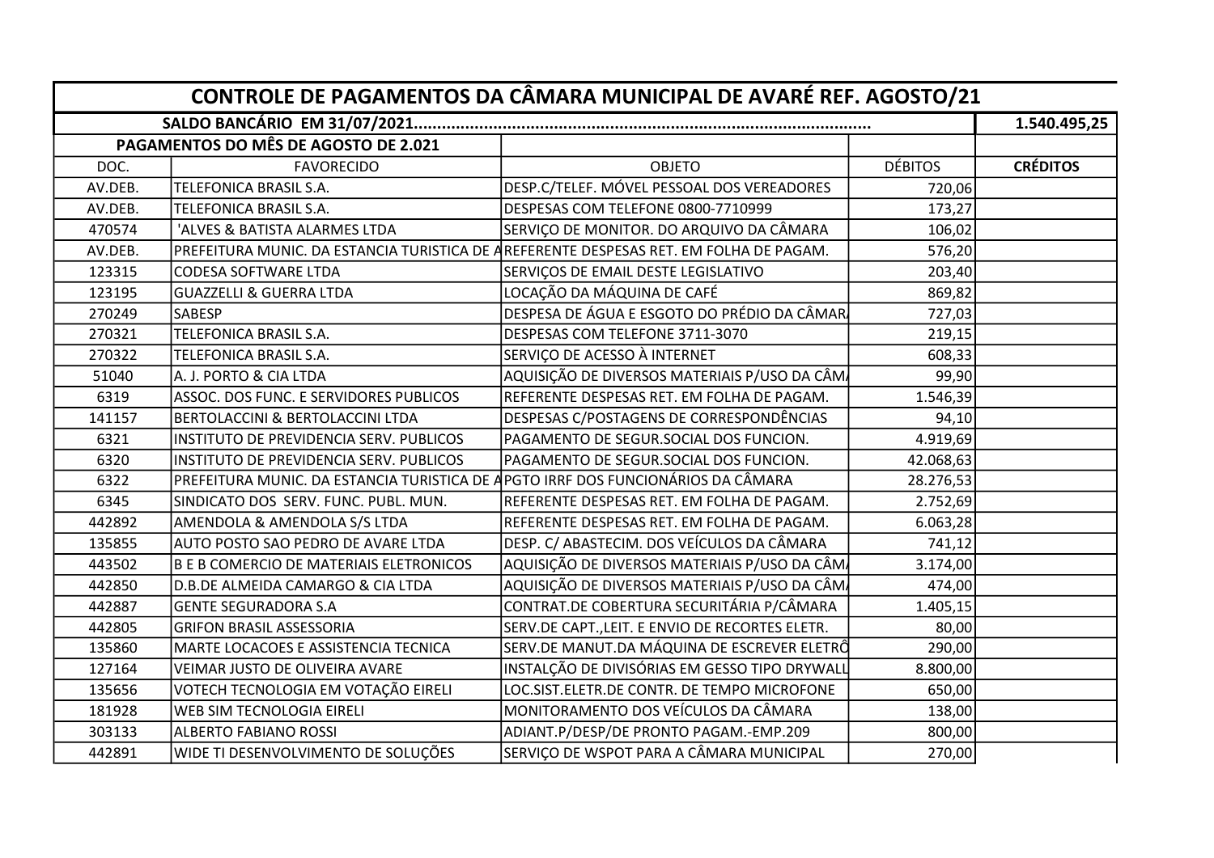| CONTROLE DE PAGAMENTOS DA CÂMARA MUNICIPAL DE AVARÉ REF. AGOSTO/21 | | | | |
|---|---|---|---|---|
| **SALDO BANCÁRIO EM 31/07/2021.................................................................................................** | | | | **1.540.495,25** |
| **PAGAMENTOS DO MÊS DE AGOSTO DE 2.021** | | | | |
| DOC. | FAVORECIDO | OBJETO | DÉBITOS | **CRÉDITOS** |
| AV.DEB. | TELEFONICA BRASIL S.A. | DESP.C/TELEF. MÓVEL PESSOAL DOS VEREADORES | 720,06 | |
| AV.DEB. | TELEFONICA BRASIL S.A. | DESPESAS COM TELEFONE 0800-7710999 | 173,27 | |
| 470574 | 'ALVES & BATISTA ALARMES LTDA | SERVIÇO DE MONITOR. DO ARQUIVO DA CÂMARA | 106,02 | |
| AV.DEB. | PREFEITURA MUNIC. DA ESTANCIA TURISTICA DE A | REFERENTE DESPESAS RET. EM FOLHA DE PAGAM. | 576,20 | |
| 123315 | CODESA SOFTWARE LTDA | SERVIÇOS DE EMAIL DESTE LEGISLATIVO | 203,40 | |
| 123195 | GUAZZELLI & GUERRA LTDA | LOCAÇÃO DA MÁQUINA DE CAFÉ | 869,82 | |
| 270249 | SABESP | DESPESA DE ÁGUA E ESGOTO DO PRÉDIO DA CÂMAR | 727,03 | |
| 270321 | TELEFONICA BRASIL S.A. | DESPESAS COM TELEFONE 3711-3070 | 219,15 | |
| 270322 | TELEFONICA BRASIL S.A. | SERVIÇO DE ACESSO À INTERNET | 608,33 | |
| 51040 | A. J. PORTO & CIA LTDA | AQUISIÇÃO DE DIVERSOS MATERIAIS P/USO DA CÂM | 99,90 | |
| 6319 | ASSOC. DOS FUNC. E SERVIDORES PUBLICOS | REFERENTE DESPESAS RET. EM FOLHA DE PAGAM. | 1.546,39 | |
| 141157 | BERTOLACCINI & BERTOLACCINI LTDA | DESPESAS C/POSTAGENS DE CORRESPONDÊNCIAS | 94,10 | |
| 6321 | INSTITUTO DE PREVIDENCIA SERV. PUBLICOS | PAGAMENTO DE SEGUR.SOCIAL DOS FUNCION. | 4.919,69 | |
| 6320 | INSTITUTO DE PREVIDENCIA SERV. PUBLICOS | PAGAMENTO DE SEGUR.SOCIAL DOS FUNCION. | 42.068,63 | |
| 6322 | PREFEITURA MUNIC. DA ESTANCIA TURISTICA DE A | PGTO IRRF DOS FUNCIONÁRIOS DA CÂMARA | 28.276,53 | |
| 6345 | SINDICATO DOS SERV. FUNC. PUBL. MUN. | REFERENTE DESPESAS RET. EM FOLHA DE PAGAM. | 2.752,69 | |
| 442892 | AMENDOLA & AMENDOLA S/S LTDA | REFERENTE DESPESAS RET. EM FOLHA DE PAGAM. | 6.063,28 | |
| 135855 | AUTO POSTO SAO PEDRO DE AVARE LTDA | DESP. C/ ABASTECIM. DOS VEÍCULOS DA CÂMARA | 741,12 | |
| 443502 | B E B COMERCIO DE MATERIAIS ELETRONICOS | AQUISIÇÃO DE DIVERSOS MATERIAIS P/USO DA CÂM | 3.174,00 | |
| 442850 | D.B.DE ALMEIDA CAMARGO & CIA LTDA | AQUISIÇÃO DE DIVERSOS MATERIAIS P/USO DA CÂM | 474,00 | |
| 442887 | GENTE SEGURADORA S.A | CONTRAT.DE COBERTURA SECURITÁRIA P/CÂMARA | 1.405,15 | |
| 442805 | GRIFON BRASIL ASSESSORIA | SERV.DE CAPT.,LEIT. E ENVIO DE RECORTES ELETR. | 80,00 | |
| 135860 | MARTE LOCACOES E ASSISTENCIA TECNICA | SERV.DE MANUT.DA MÁQUINA DE ESCREVER ELETRÔ | 290,00 | |
| 127164 | VEIMAR JUSTO DE OLIVEIRA AVARE | INSTALÇÃO DE DIVISÓRIAS EM GESSO TIPO DRYWALL | 8.800,00 | |
| 135656 | VOTECH TECNOLOGIA EM VOTAÇÃO EIRELI | LOC.SIST.ELETR.DE CONTR. DE TEMPO MICROFONE | 650,00 | |
| 181928 | WEB SIM TECNOLOGIA EIRELI | MONITORAMENTO DOS VEÍCULOS DA CÂMARA | 138,00 | |
| 303133 | ALBERTO FABIANO ROSSI | ADIANT.P/DESP/DE PRONTO PAGAM.-EMP.209 | 800,00 | |
| 442891 | WIDE TI DESENVOLVIMENTO DE SOLUÇÕES | SERVIÇO DE WSPOT PARA A CÂMARA MUNICIPAL | 270,00 | |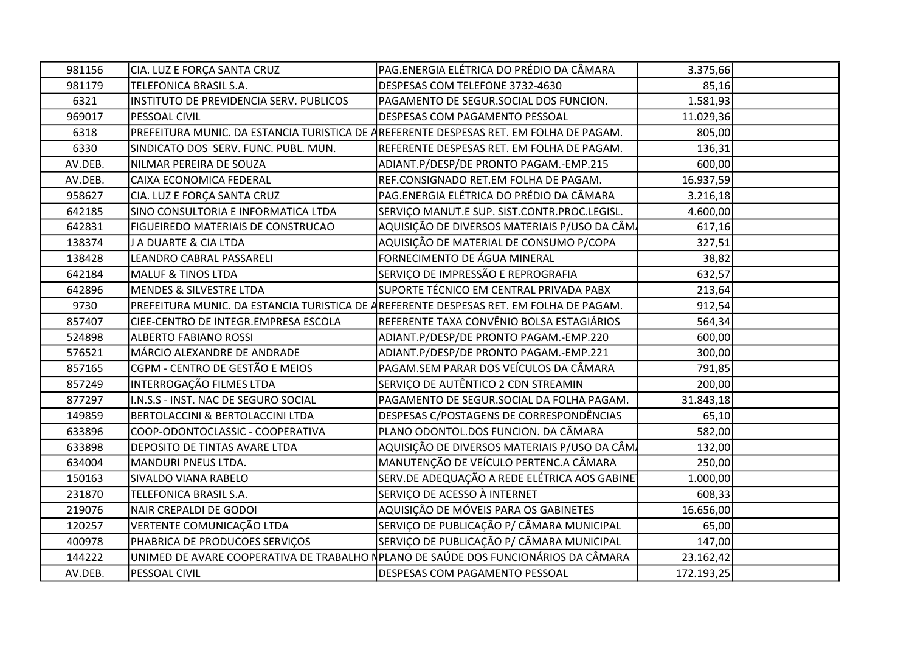| | | | | |
|---|---|---|---|---|
| 981156 | CIA. LUZ E FORÇA SANTA CRUZ | PAG.ENERGIA ELÉTRICA DO PRÉDIO DA CÂMARA | 3.375,66 | |
| 981179 | TELEFONICA BRASIL S.A. | DESPESAS COM TELEFONE 3732-4630 | 85,16 | |
| 6321 | INSTITUTO DE PREVIDENCIA SERV. PUBLICOS | PAGAMENTO DE SEGUR.SOCIAL DOS FUNCION. | 1.581,93 | |
| 969017 | PESSOAL CIVIL | DESPESAS COM PAGAMENTO PESSOAL | 11.029,36 | |
| 6318 | PREFEITURA MUNIC. DA ESTANCIA TURISTICA DE A | REFERENTE DESPESAS RET. EM FOLHA DE PAGAM. | 805,00 | |
| 6330 | SINDICATO DOS SERV. FUNC. PUBL. MUN. | REFERENTE DESPESAS RET. EM FOLHA DE PAGAM. | 136,31 | |
| AV.DEB. | NILMAR PEREIRA DE SOUZA | ADIANT.P/DESP/DE PRONTO PAGAM.-EMP.215 | 600,00 | |
| AV.DEB. | CAIXA ECONOMICA FEDERAL | REF.CONSIGNADO RET.EM FOLHA DE PAGAM. | 16.937,59 | |
| 958627 | CIA. LUZ E FORÇA SANTA CRUZ | PAG.ENERGIA ELÉTRICA DO PRÉDIO DA CÂMARA | 3.216,18 | |
| 642185 | SINO CONSULTORIA E INFORMATICA LTDA | SERVIÇO MANUT.E SUP. SIST.CONTR.PROC.LEGISL. | 4.600,00 | |
| 642831 | FIGUEIREDO MATERIAIS DE CONSTRUCAO | AQUISIÇÃO DE DIVERSOS MATERIAIS P/USO DA CÂM | 617,16 | |
| 138374 | J A DUARTE & CIA LTDA | AQUISIÇÃO DE MATERIAL DE CONSUMO P/COPA | 327,51 | |
| 138428 | LEANDRO CABRAL PASSARELI | FORNECIMENTO DE ÁGUA MINERAL | 38,82 | |
| 642184 | MALUF & TINOS LTDA | SERVIÇO DE IMPRESSÃO E REPROGRAFIA | 632,57 | |
| 642896 | MENDES & SILVESTRE LTDA | SUPORTE TÉCNICO EM CENTRAL PRIVADA PABX | 213,64 | |
| 9730 | PREFEITURA MUNIC. DA ESTANCIA TURISTICA DE A | REFERENTE DESPESAS RET. EM FOLHA DE PAGAM. | 912,54 | |
| 857407 | CIEE-CENTRO DE INTEGR.EMPRESA ESCOLA | REFERENTE TAXA CONVÊNIO BOLSA ESTAGIÁRIOS | 564,34 | |
| 524898 | ALBERTO FABIANO ROSSI | ADIANT.P/DESP/DE PRONTO PAGAM.-EMP.220 | 600,00 | |
| 576521 | MÁRCIO ALEXANDRE DE ANDRADE | ADIANT.P/DESP/DE PRONTO PAGAM.-EMP.221 | 300,00 | |
| 857165 | CGPM - CENTRO DE GESTÃO E MEIOS | PAGAM.SEM PARAR DOS VEÍCULOS DA CÂMARA | 791,85 | |
| 857249 | INTERROGAÇÃO FILMES LTDA | SERVIÇO DE AUTÊNTICO 2 CDN STREAMIN | 200,00 | |
| 877297 | I.N.S.S - INST. NAC DE SEGURO SOCIAL | PAGAMENTO DE SEGUR.SOCIAL DA FOLHA PAGAM. | 31.843,18 | |
| 149859 | BERTOLACCINI & BERTOLACCINI LTDA | DESPESAS C/POSTAGENS DE CORRESPONDÊNCIAS | 65,10 | |
| 633896 | COOP-ODONTOCLASSIC - COOPERATIVA | PLANO ODONTOL.DOS FUNCION. DA CÂMARA | 582,00 | |
| 633898 | DEPOSITO DE TINTAS AVARE LTDA | AQUISIÇÃO DE DIVERSOS MATERIAIS P/USO DA CÂM | 132,00 | |
| 634004 | MANDURI PNEUS LTDA. | MANUTENÇÃO DE VEÍCULO PERTENC.A CÂMARA | 250,00 | |
| 150163 | SIVALDO VIANA RABELO | SERV.DE ADEQUAÇÃO A REDE ELÉTRICA AOS GABINE | 1.000,00 | |
| 231870 | TELEFONICA BRASIL S.A. | SERVIÇO DE ACESSO À INTERNET | 608,33 | |
| 219076 | NAIR CREPALDI DE GODOI | AQUISIÇÃO DE MÓVEIS PARA OS GABINETES | 16.656,00 | |
| 120257 | VERTENTE COMUNICAÇÃO LTDA | SERVIÇO DE PUBLICAÇÃO P/ CÂMARA MUNICIPAL | 65,00 | |
| 400978 | PHABRICA DE PRODUCOES SERVIÇOS | SERVIÇO DE PUBLICAÇÃO P/ CÂMARA MUNICIPAL | 147,00 | |
| 144222 | UNIMED DE AVARE COOPERATIVA DE TRABALHO M | PLANO DE SAÚDE DOS FUNCIONÁRIOS DA CÂMARA | 23.162,42 | |
| AV.DEB. | PESSOAL CIVIL | DESPESAS COM PAGAMENTO PESSOAL | 172.193,25 | |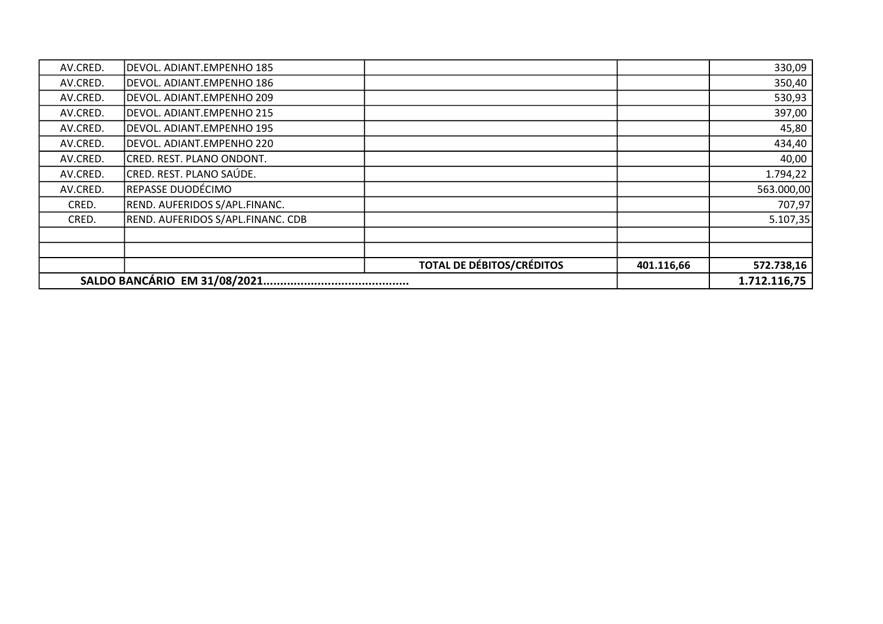| | | | | |
|---|---|---|---|---|
| AV.CRED. | DEVOL. ADIANT.EMPENHO 185 | | | 330,09 |
| AV.CRED. | DEVOL. ADIANT.EMPENHO 186 | | | 350,40 |
| AV.CRED. | DEVOL. ADIANT.EMPENHO 209 | | | 530,93 |
| AV.CRED. | DEVOL. ADIANT.EMPENHO 215 | | | 397,00 |
| AV.CRED. | DEVOL. ADIANT.EMPENHO 195 | | | 45,80 |
| AV.CRED. | DEVOL. ADIANT.EMPENHO 220 | | | 434,40 |
| AV.CRED. | CRED. REST. PLANO ONDONT. | | | 40,00 |
| AV.CRED. | CRED. REST. PLANO SAÚDE. | | | 1.794,22 |
| AV.CRED. | REPASSE DUODÉCIMO | | | 563.000,00 |
| CRED. | REND. AUFERIDOS S/APL.FINANC. | | | 707,97 |
| CRED. | REND. AUFERIDOS S/APL.FINANC. CDB | | | 5.107,35 |
| | | | | |
| | | | | |
| | | **TOTAL DE DÉBITOS/CRÉDITOS** | **401.116,66** | **572.738,16** |
| **SALDO BANCÁRIO EM 31/08/2021..........................................** | | | | **1.712.116,75** |